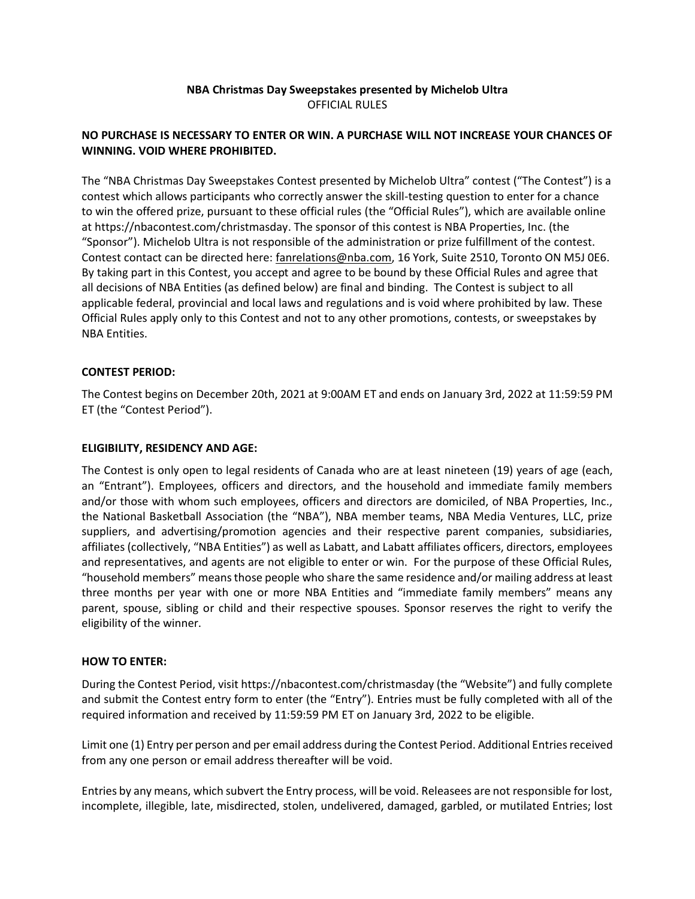**NBA Christmas Day Sweepstakes presented by Michelob Ultra**
OFFICIAL RULES

**NO PURCHASE IS NECESSARY TO ENTER OR WIN. A PURCHASE WILL NOT INCREASE YOUR CHANCES OF WINNING. VOID WHERE PROHIBITED.**

The "NBA Christmas Day Sweepstakes Contest presented by Michelob Ultra" contest ("The Contest") is a contest which allows participants who correctly answer the skill-testing question to enter for a chance to win the offered prize, pursuant to these official rules (the "Official Rules"), which are available online at https://nbacontest.com/christmasday. The sponsor of this contest is NBA Properties, Inc. (the "Sponsor"). Michelob Ultra is not responsible of the administration or prize fulfillment of the contest. Contest contact can be directed here: fanrelations@nba.com, 16 York, Suite 2510, Toronto ON M5J 0E6. By taking part in this Contest, you accept and agree to be bound by these Official Rules and agree that all decisions of NBA Entities (as defined below) are final and binding. The Contest is subject to all applicable federal, provincial and local laws and regulations and is void where prohibited by law. These Official Rules apply only to this Contest and not to any other promotions, contests, or sweepstakes by NBA Entities.

**CONTEST PERIOD:**

The Contest begins on December 20th, 2021 at 9:00AM ET and ends on January 3rd, 2022 at 11:59:59 PM ET (the "Contest Period").

**ELIGIBILITY, RESIDENCY AND AGE:**

The Contest is only open to legal residents of Canada who are at least nineteen (19) years of age (each, an "Entrant"). Employees, officers and directors, and the household and immediate family members and/or those with whom such employees, officers and directors are domiciled, of NBA Properties, Inc., the National Basketball Association (the "NBA"), NBA member teams, NBA Media Ventures, LLC, prize suppliers, and advertising/promotion agencies and their respective parent companies, subsidiaries, affiliates (collectively, "NBA Entities") as well as Labatt, and Labatt affiliates officers, directors, employees and representatives, and agents are not eligible to enter or win. For the purpose of these Official Rules, "household members" means those people who share the same residence and/or mailing address at least three months per year with one or more NBA Entities and "immediate family members" means any parent, spouse, sibling or child and their respective spouses. Sponsor reserves the right to verify the eligibility of the winner.

**HOW TO ENTER:**

During the Contest Period, visit https://nbacontest.com/christmasday (the "Website") and fully complete and submit the Contest entry form to enter (the "Entry"). Entries must be fully completed with all of the required information and received by 11:59:59 PM ET on January 3rd, 2022 to be eligible.

Limit one (1) Entry per person and per email address during the Contest Period. Additional Entries received from any one person or email address thereafter will be void.

Entries by any means, which subvert the Entry process, will be void. Releasees are not responsible for lost, incomplete, illegible, late, misdirected, stolen, undelivered, damaged, garbled, or mutilated Entries; lost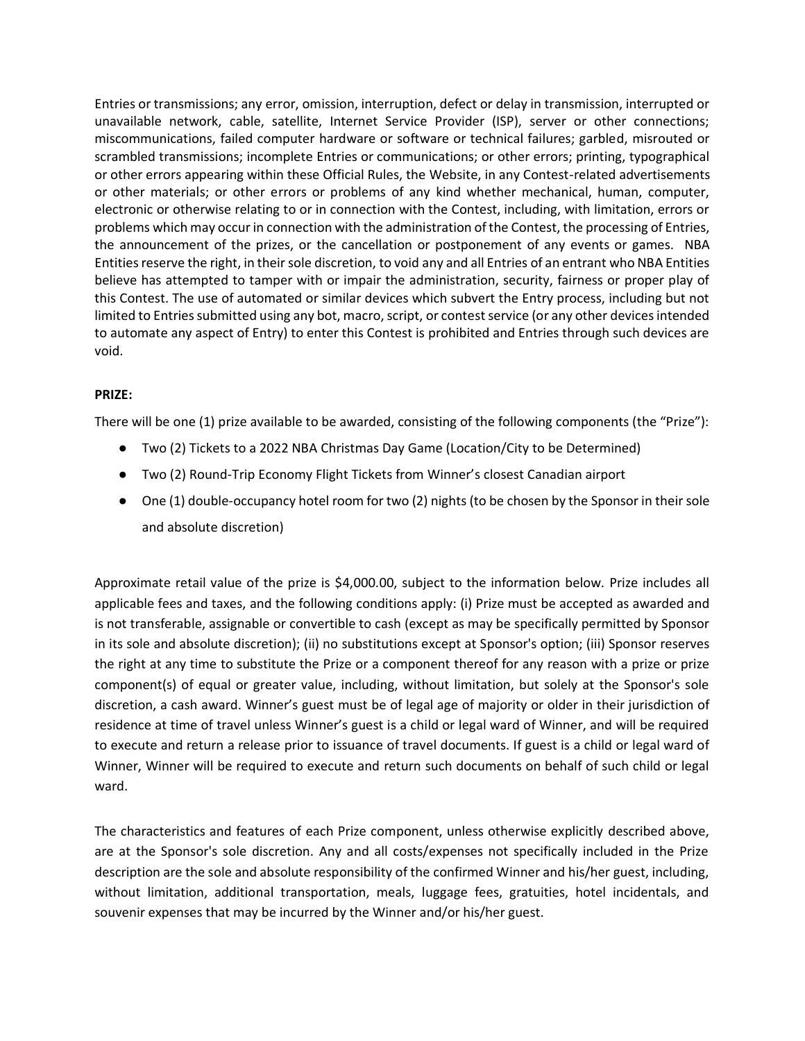Entries or transmissions; any error, omission, interruption, defect or delay in transmission, interrupted or unavailable network, cable, satellite, Internet Service Provider (ISP), server or other connections; miscommunications, failed computer hardware or software or technical failures; garbled, misrouted or scrambled transmissions; incomplete Entries or communications; or other errors; printing, typographical or other errors appearing within these Official Rules, the Website, in any Contest-related advertisements or other materials; or other errors or problems of any kind whether mechanical, human, computer, electronic or otherwise relating to or in connection with the Contest, including, with limitation, errors or problems which may occur in connection with the administration of the Contest, the processing of Entries, the announcement of the prizes, or the cancellation or postponement of any events or games. NBA Entities reserve the right, in their sole discretion, to void any and all Entries of an entrant who NBA Entities believe has attempted to tamper with or impair the administration, security, fairness or proper play of this Contest. The use of automated or similar devices which subvert the Entry process, including but not limited to Entries submitted using any bot, macro, script, or contest service (or any other devices intended to automate any aspect of Entry) to enter this Contest is prohibited and Entries through such devices are void.

**PRIZE:**

There will be one (1) prize available to be awarded, consisting of the following components (the "Prize"):

- Two (2) Tickets to a 2022 NBA Christmas Day Game (Location/City to be Determined)
- Two (2) Round-Trip Economy Flight Tickets from Winner's closest Canadian airport
- One (1) double-occupancy hotel room for two (2) nights (to be chosen by the Sponsor in their sole and absolute discretion)

Approximate retail value of the prize is $4,000.00, subject to the information below. Prize includes all applicable fees and taxes, and the following conditions apply: (i) Prize must be accepted as awarded and is not transferable, assignable or convertible to cash (except as may be specifically permitted by Sponsor in its sole and absolute discretion); (ii) no substitutions except at Sponsor's option; (iii) Sponsor reserves the right at any time to substitute the Prize or a component thereof for any reason with a prize or prize component(s) of equal or greater value, including, without limitation, but solely at the Sponsor's sole discretion, a cash award. Winner's guest must be of legal age of majority or older in their jurisdiction of residence at time of travel unless Winner's guest is a child or legal ward of Winner, and will be required to execute and return a release prior to issuance of travel documents. If guest is a child or legal ward of Winner, Winner will be required to execute and return such documents on behalf of such child or legal ward.

The characteristics and features of each Prize component, unless otherwise explicitly described above, are at the Sponsor's sole discretion. Any and all costs/expenses not specifically included in the Prize description are the sole and absolute responsibility of the confirmed Winner and his/her guest, including, without limitation, additional transportation, meals, luggage fees, gratuities, hotel incidentals, and souvenir expenses that may be incurred by the Winner and/or his/her guest.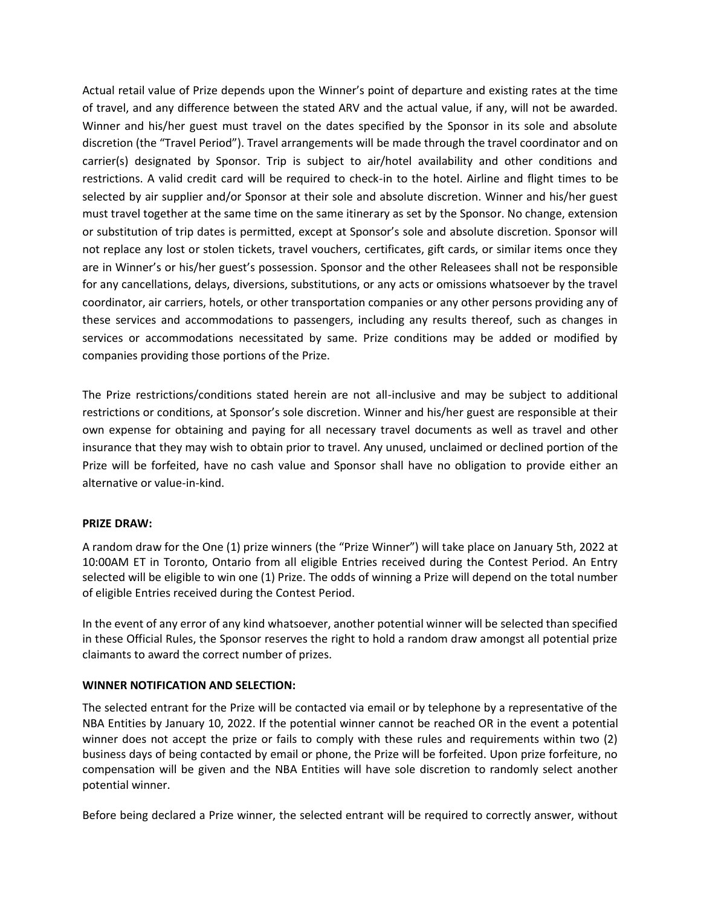Actual retail value of Prize depends upon the Winner's point of departure and existing rates at the time of travel, and any difference between the stated ARV and the actual value, if any, will not be awarded. Winner and his/her guest must travel on the dates specified by the Sponsor in its sole and absolute discretion (the "Travel Period"). Travel arrangements will be made through the travel coordinator and on carrier(s) designated by Sponsor. Trip is subject to air/hotel availability and other conditions and restrictions. A valid credit card will be required to check-in to the hotel. Airline and flight times to be selected by air supplier and/or Sponsor at their sole and absolute discretion. Winner and his/her guest must travel together at the same time on the same itinerary as set by the Sponsor. No change, extension or substitution of trip dates is permitted, except at Sponsor's sole and absolute discretion. Sponsor will not replace any lost or stolen tickets, travel vouchers, certificates, gift cards, or similar items once they are in Winner's or his/her guest's possession. Sponsor and the other Releasees shall not be responsible for any cancellations, delays, diversions, substitutions, or any acts or omissions whatsoever by the travel coordinator, air carriers, hotels, or other transportation companies or any other persons providing any of these services and accommodations to passengers, including any results thereof, such as changes in services or accommodations necessitated by same. Prize conditions may be added or modified by companies providing those portions of the Prize.

The Prize restrictions/conditions stated herein are not all-inclusive and may be subject to additional restrictions or conditions, at Sponsor's sole discretion. Winner and his/her guest are responsible at their own expense for obtaining and paying for all necessary travel documents as well as travel and other insurance that they may wish to obtain prior to travel. Any unused, unclaimed or declined portion of the Prize will be forfeited, have no cash value and Sponsor shall have no obligation to provide either an alternative or value-in-kind.

**PRIZE DRAW:**

A random draw for the One (1) prize winners (the "Prize Winner") will take place on January 5th, 2022 at 10:00AM ET in Toronto, Ontario from all eligible Entries received during the Contest Period. An Entry selected will be eligible to win one (1) Prize. The odds of winning a Prize will depend on the total number of eligible Entries received during the Contest Period.

In the event of any error of any kind whatsoever, another potential winner will be selected than specified in these Official Rules, the Sponsor reserves the right to hold a random draw amongst all potential prize claimants to award the correct number of prizes.

**WINNER NOTIFICATION AND SELECTION:**

The selected entrant for the Prize will be contacted via email or by telephone by a representative of the NBA Entities by January 10, 2022. If the potential winner cannot be reached OR in the event a potential winner does not accept the prize or fails to comply with these rules and requirements within two (2) business days of being contacted by email or phone, the Prize will be forfeited. Upon prize forfeiture, no compensation will be given and the NBA Entities will have sole discretion to randomly select another potential winner.

Before being declared a Prize winner, the selected entrant will be required to correctly answer, without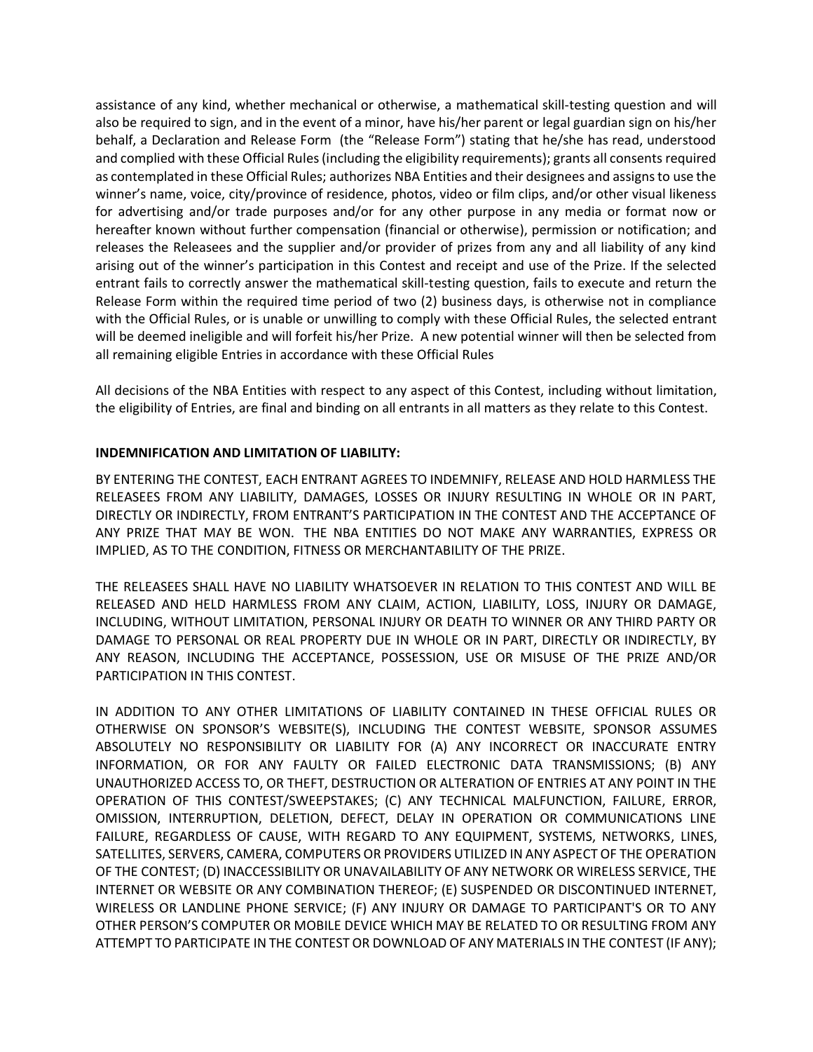assistance of any kind, whether mechanical or otherwise, a mathematical skill-testing question and will also be required to sign, and in the event of a minor, have his/her parent or legal guardian sign on his/her behalf, a Declaration and Release Form (the "Release Form") stating that he/she has read, understood and complied with these Official Rules (including the eligibility requirements); grants all consents required as contemplated in these Official Rules; authorizes NBA Entities and their designees and assigns to use the winner's name, voice, city/province of residence, photos, video or film clips, and/or other visual likeness for advertising and/or trade purposes and/or for any other purpose in any media or format now or hereafter known without further compensation (financial or otherwise), permission or notification; and releases the Releasees and the supplier and/or provider of prizes from any and all liability of any kind arising out of the winner's participation in this Contest and receipt and use of the Prize. If the selected entrant fails to correctly answer the mathematical skill-testing question, fails to execute and return the Release Form within the required time period of two (2) business days, is otherwise not in compliance with the Official Rules, or is unable or unwilling to comply with these Official Rules, the selected entrant will be deemed ineligible and will forfeit his/her Prize. A new potential winner will then be selected from all remaining eligible Entries in accordance with these Official Rules

All decisions of the NBA Entities with respect to any aspect of this Contest, including without limitation, the eligibility of Entries, are final and binding on all entrants in all matters as they relate to this Contest.

**INDEMNIFICATION AND LIMITATION OF LIABILITY:**

BY ENTERING THE CONTEST, EACH ENTRANT AGREES TO INDEMNIFY, RELEASE AND HOLD HARMLESS THE RELEASEES FROM ANY LIABILITY, DAMAGES, LOSSES OR INJURY RESULTING IN WHOLE OR IN PART, DIRECTLY OR INDIRECTLY, FROM ENTRANT'S PARTICIPATION IN THE CONTEST AND THE ACCEPTANCE OF ANY PRIZE THAT MAY BE WON. THE NBA ENTITIES DO NOT MAKE ANY WARRANTIES, EXPRESS OR IMPLIED, AS TO THE CONDITION, FITNESS OR MERCHANTABILITY OF THE PRIZE.

THE RELEASEES SHALL HAVE NO LIABILITY WHATSOEVER IN RELATION TO THIS CONTEST AND WILL BE RELEASED AND HELD HARMLESS FROM ANY CLAIM, ACTION, LIABILITY, LOSS, INJURY OR DAMAGE, INCLUDING, WITHOUT LIMITATION, PERSONAL INJURY OR DEATH TO WINNER OR ANY THIRD PARTY OR DAMAGE TO PERSONAL OR REAL PROPERTY DUE IN WHOLE OR IN PART, DIRECTLY OR INDIRECTLY, BY ANY REASON, INCLUDING THE ACCEPTANCE, POSSESSION, USE OR MISUSE OF THE PRIZE AND/OR PARTICIPATION IN THIS CONTEST.

IN ADDITION TO ANY OTHER LIMITATIONS OF LIABILITY CONTAINED IN THESE OFFICIAL RULES OR OTHERWISE ON SPONSOR'S WEBSITE(S), INCLUDING THE CONTEST WEBSITE, SPONSOR ASSUMES ABSOLUTELY NO RESPONSIBILITY OR LIABILITY FOR (A) ANY INCORRECT OR INACCURATE ENTRY INFORMATION, OR FOR ANY FAULTY OR FAILED ELECTRONIC DATA TRANSMISSIONS; (B) ANY UNAUTHORIZED ACCESS TO, OR THEFT, DESTRUCTION OR ALTERATION OF ENTRIES AT ANY POINT IN THE OPERATION OF THIS CONTEST/SWEEPSTAKES; (C) ANY TECHNICAL MALFUNCTION, FAILURE, ERROR, OMISSION, INTERRUPTION, DELETION, DEFECT, DELAY IN OPERATION OR COMMUNICATIONS LINE FAILURE, REGARDLESS OF CAUSE, WITH REGARD TO ANY EQUIPMENT, SYSTEMS, NETWORKS, LINES, SATELLITES, SERVERS, CAMERA, COMPUTERS OR PROVIDERS UTILIZED IN ANY ASPECT OF THE OPERATION OF THE CONTEST; (D) INACCESSIBILITY OR UNAVAILABILITY OF ANY NETWORK OR WIRELESS SERVICE, THE INTERNET OR WEBSITE OR ANY COMBINATION THEREOF; (E) SUSPENDED OR DISCONTINUED INTERNET, WIRELESS OR LANDLINE PHONE SERVICE; (F) ANY INJURY OR DAMAGE TO PARTICIPANT'S OR TO ANY OTHER PERSON'S COMPUTER OR MOBILE DEVICE WHICH MAY BE RELATED TO OR RESULTING FROM ANY ATTEMPT TO PARTICIPATE IN THE CONTEST OR DOWNLOAD OF ANY MATERIALS IN THE CONTEST (IF ANY);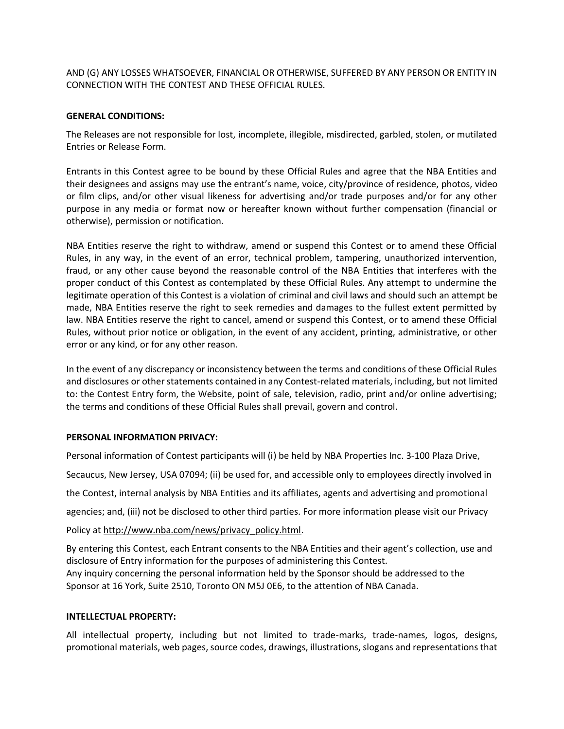AND (G) ANY LOSSES WHATSOEVER, FINANCIAL OR OTHERWISE, SUFFERED BY ANY PERSON OR ENTITY IN CONNECTION WITH THE CONTEST AND THESE OFFICIAL RULES.

**GENERAL CONDITIONS:**

The Releases are not responsible for lost, incomplete, illegible, misdirected, garbled, stolen, or mutilated Entries or Release Form.

Entrants in this Contest agree to be bound by these Official Rules and agree that the NBA Entities and their designees and assigns may use the entrant's name, voice, city/province of residence, photos, video or film clips, and/or other visual likeness for advertising and/or trade purposes and/or for any other purpose in any media or format now or hereafter known without further compensation (financial or otherwise), permission or notification.

NBA Entities reserve the right to withdraw, amend or suspend this Contest or to amend these Official Rules, in any way, in the event of an error, technical problem, tampering, unauthorized intervention, fraud, or any other cause beyond the reasonable control of the NBA Entities that interferes with the proper conduct of this Contest as contemplated by these Official Rules. Any attempt to undermine the legitimate operation of this Contest is a violation of criminal and civil laws and should such an attempt be made, NBA Entities reserve the right to seek remedies and damages to the fullest extent permitted by law. NBA Entities reserve the right to cancel, amend or suspend this Contest, or to amend these Official Rules, without prior notice or obligation, in the event of any accident, printing, administrative, or other error or any kind, or for any other reason.

In the event of any discrepancy or inconsistency between the terms and conditions of these Official Rules and disclosures or other statements contained in any Contest-related materials, including, but not limited to: the Contest Entry form, the Website, point of sale, television, radio, print and/or online advertising; the terms and conditions of these Official Rules shall prevail, govern and control.

**PERSONAL INFORMATION PRIVACY:**

Personal information of Contest participants will (i) be held by NBA Properties Inc. 3-100 Plaza Drive, Secaucus, New Jersey, USA 07094; (ii) be used for, and accessible only to employees directly involved in the Contest, internal analysis by NBA Entities and its affiliates, agents and advertising and promotional agencies; and, (iii) not be disclosed to other third parties. For more information please visit our Privacy Policy at http://www.nba.com/news/privacy_policy.html.

By entering this Contest, each Entrant consents to the NBA Entities and their agent's collection, use and disclosure of Entry information for the purposes of administering this Contest.
Any inquiry concerning the personal information held by the Sponsor should be addressed to the Sponsor at 16 York, Suite 2510, Toronto ON M5J 0E6, to the attention of NBA Canada.

**INTELLECTUAL PROPERTY:**

All intellectual property, including but not limited to trade-marks, trade-names, logos, designs, promotional materials, web pages, source codes, drawings, illustrations, slogans and representations that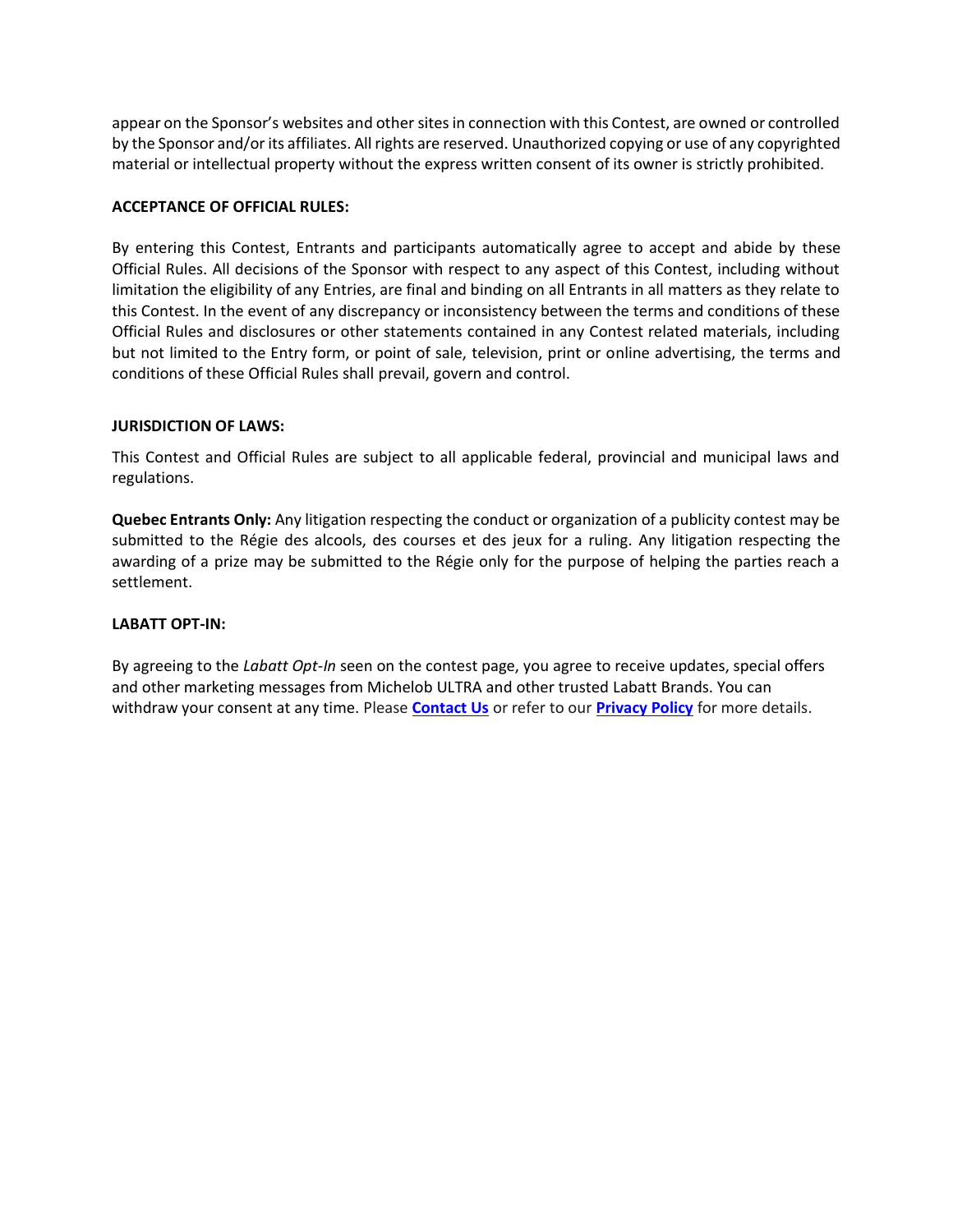appear on the Sponsor's websites and other sites in connection with this Contest, are owned or controlled by the Sponsor and/or its affiliates. All rights are reserved. Unauthorized copying or use of any copyrighted material or intellectual property without the express written consent of its owner is strictly prohibited.

**ACCEPTANCE OF OFFICIAL RULES:**

By entering this Contest, Entrants and participants automatically agree to accept and abide by these Official Rules. All decisions of the Sponsor with respect to any aspect of this Contest, including without limitation the eligibility of any Entries, are final and binding on all Entrants in all matters as they relate to this Contest. In the event of any discrepancy or inconsistency between the terms and conditions of these Official Rules and disclosures or other statements contained in any Contest related materials, including but not limited to the Entry form, or point of sale, television, print or online advertising, the terms and conditions of these Official Rules shall prevail, govern and control.

**JURISDICTION OF LAWS:**

This Contest and Official Rules are subject to all applicable federal, provincial and municipal laws and regulations.

**Quebec Entrants Only:** Any litigation respecting the conduct or organization of a publicity contest may be submitted to the Régie des alcools, des courses et des jeux for a ruling. Any litigation respecting the awarding of a prize may be submitted to the Régie only for the purpose of helping the parties reach a settlement.

**LABATT OPT-IN:**

By agreeing to the *Labatt Opt-In* seen on the contest page, you agree to receive updates, special offers and other marketing messages from Michelob ULTRA and other trusted Labatt Brands. You can withdraw your consent at any time. Please **Contact Us** or refer to our **Privacy Policy** for more details.